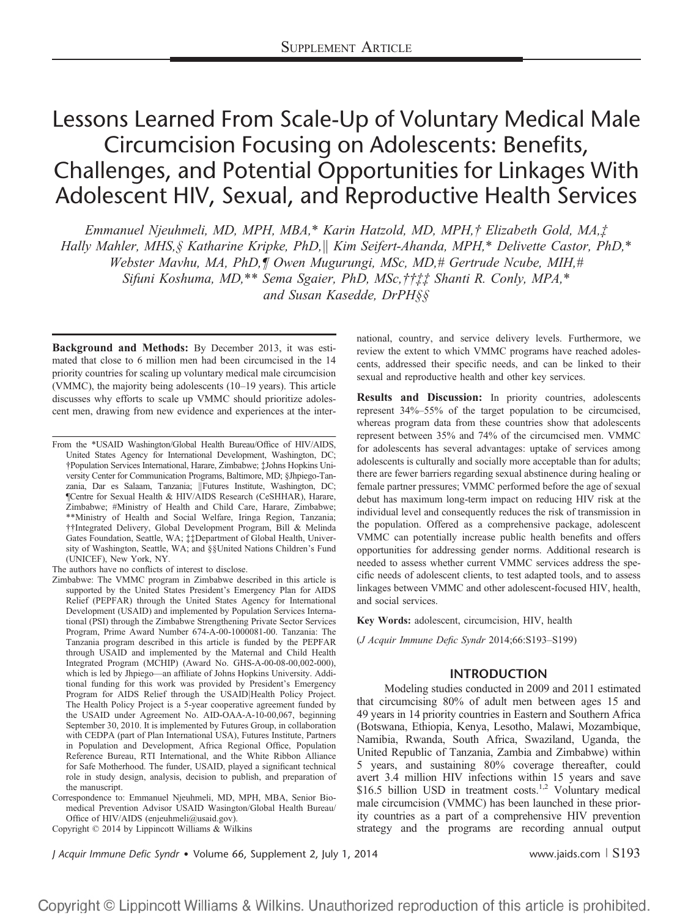SUPPLEMENT ARTICLE

# Lessons Learned From Scale-Up of Voluntary Medical Male Circumcision Focusing on Adolescents: Benefits, Challenges, and Potential Opportunities for Linkages With Adolescent HIV, Sexual, and Reproductive Health Services

*Emmanuel Njeuhmeli, MD, MPH, MBA,\* Karin Hatzold, MD, MPH,† Elizabeth Gold, MA,‡ Hally Mahler, MHS,§ Katharine Kripke, PhD,|| Kim Seifert-Ahanda, MPH,\* Delivette Castor, PhD,\* Webster Mavhu, MA, PhD,¶ Owen Mugurungi, MSc, MD,# Gertrude Ncube, MIH,# Sifuni Koshuma, MD,\*\* Sema Sgaier, PhD, MSc,††‡‡ Shanti R. Conly, MPA,\* and Susan Kasedde, DrPH§§*

**Background and Methods:** By December 2013, it was estimated that close to 6 million men had been circumcised in the 14 priority countries for scaling up voluntary medical male circumcision (VMMC), the majority being adolescents (10–19 years). This article discusses why efforts to scale up VMMC should prioritize adolescent men, drawing from new evidence and experiences at the international, country, and service delivery levels. Furthermore, we review the extent to which VMMC programs have reached adolescents, addressed their specific needs, and can be linked to their sexual and reproductive health and other key services.

**Results and Discussion:** In priority countries, adolescents represent 34%–55% of the target population to be circumcised, whereas program data from these countries show that adolescents represent between 35% and 74% of the circumcised men. VMMC for adolescents has several advantages: uptake of services among adolescents is culturally and socially more acceptable than for adults; there are fewer barriers regarding sexual abstinence during healing or female partner pressures; VMMC performed before the age of sexual debut has maximum long-term impact on reducing HIV risk at the individual level and consequently reduces the risk of transmission in the population. Offered as a comprehensive package, adolescent VMMC can potentially increase public health benefits and offers opportunities for addressing gender norms. Additional research is needed to assess whether current VMMC services address the specific needs of adolescent clients, to test adapted tools, and to assess linkages between VMMC and other adolescent-focused HIV, health, and social services.

**Key Words:** adolescent, circumcision, HIV, health

(*J Acquir Immune Defic Syndr* 2014;66:S193–S199)

From the \*USAID Washington/Global Health Bureau/Office of HIV/AIDS, United States Agency for International Development, Washington, DC; †Population Services International, Harare, Zimbabwe; ‡Johns Hopkins University Center for Communication Programs, Baltimore, MD; §Jhpiego-Tanzania, Dar es Salaam, Tanzania; ||Futures Institute, Washington, DC; ¶Centre for Sexual Health & HIV/AIDS Research (CeSHHAR), Harare, Zimbabwe; #Ministry of Health and Child Care, Harare, Zimbabwe; \*\*Ministry of Health and Social Welfare, Iringa Region, Tanzania; ††Integrated Delivery, Global Development Program, Bill & Melinda Gates Foundation, Seattle, WA; ‡‡Department of Global Health, University of Washington, Seattle, WA; and §§United Nations Children's Fund (UNICEF), New York, NY.

The authors have no conflicts of interest to disclose.

Zimbabwe: The VMMC program in Zimbabwe described in this article is supported by the United States President's Emergency Plan for AIDS Relief (PEPFAR) through the United States Agency for International Development (USAID) and implemented by Population Services International (PSI) through the Zimbabwe Strengthening Private Sector Services Program, Prime Award Number 674-A-00-1000081-00. Tanzania: The Tanzania program described in this article is funded by the PEPFAR through USAID and implemented by the Maternal and Child Health Integrated Program (MCHIP) (Award No. GHS-A-00-08-00,002-000), which is led by Jhpiego—an affiliate of Johns Hopkins University. Additional funding for this work was provided by President's Emergency Program for AIDS Relief through the USAID|Health Policy Project. The Health Policy Project is a 5-year cooperative agreement funded by the USAID under Agreement No. AID-OAA-A-10-00,067, beginning September 30, 2010. It is implemented by Futures Group, in collaboration with CEDPA (part of Plan International USA), Futures Institute, Partners in Population and Development, Africa Regional Office, Population Reference Bureau, RTI International, and the White Ribbon Alliance for Safe Motherhood. The funder, USAID, played a significant technical role in study design, analysis, decision to publish, and preparation of the manuscript.

Correspondence to: Emmanuel Njeuhmeli, MD, MPH, MBA, Senior Biomedical Prevention Advisor USAID Wasington/Global Health Bureau/ Office of HIV/AIDS (enjeuhmeli@usaid.gov).

Copyright © 2014 by Lippincott Williams & Wilkins

## INTRODUCTION

Modeling studies conducted in 2009 and 2011 estimated that circumcising 80% of adult men between ages 15 and 49 years in 14 priority countries in Eastern and Southern Africa (Botswana, Ethiopia, Kenya, Lesotho, Malawi, Mozambique, Namibia, Rwanda, South Africa, Swaziland, Uganda, the United Republic of Tanzania, Zambia and Zimbabwe) within 5 years, and sustaining 80% coverage thereafter, could avert 3.4 million HIV infections within 15 years and save $16.5 billion USD in treatment costs.[1,2] Voluntary medical male circumcision (VMMC) has been launched in these priority countries as a part of a comprehensive HIV prevention strategy and the programs are recording annual output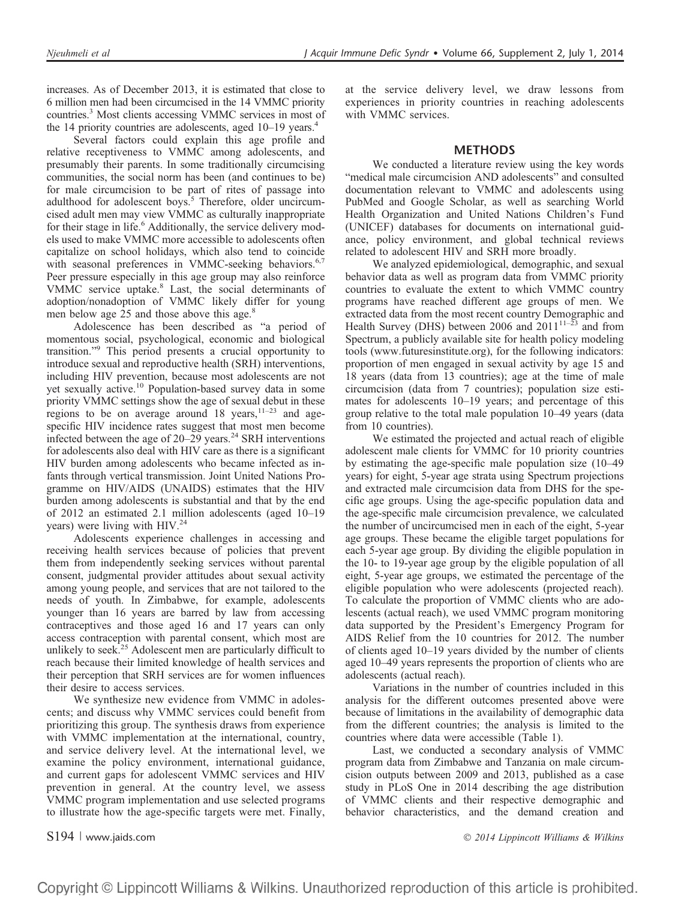increases. As of December 2013, it is estimated that close to 6 million men had been circumcised in the 14 VMMC priority countries.[3] Most clients accessing VMMC services in most of the 14 priority countries are adolescents, aged 10–19 years.[4]

Several factors could explain this age profile and relative receptiveness to VMMC among adolescents, and presumably their parents. In some traditionally circumcising communities, the social norm has been (and continues to be) for male circumcision to be part of rites of passage into adulthood for adolescent boys.[5] Therefore, older uncircumcised adult men may view VMMC as culturally inappropriate for their stage in life.[6] Additionally, the service delivery models used to make VMMC more accessible to adolescents often capitalize on school holidays, which also tend to coincide with seasonal preferences in VMMC-seeking behaviors.[6,7] Peer pressure especially in this age group may also reinforce VMMC service uptake.[8] Last, the social determinants of adoption/nonadoption of VMMC likely differ for young men below age 25 and those above this age.[8]

Adolescence has been described as "a period of momentous social, psychological, economic and biological transition."[9] This period presents a crucial opportunity to introduce sexual and reproductive health (SRH) interventions, including HIV prevention, because most adolescents are not yet sexually active.[10] Population-based survey data in some priority VMMC settings show the age of sexual debut in these regions to be on average around 18 years,[11–23] and age-specific HIV incidence rates suggest that most men become infected between the age of 20–29 years.[24] SRH interventions for adolescents also deal with HIV care as there is a significant HIV burden among adolescents who became infected as infants through vertical transmission. Joint United Nations Programme on HIV/AIDS (UNAIDS) estimates that the HIV burden among adolescents is substantial and that by the end of 2012 an estimated 2.1 million adolescents (aged 10–19 years) were living with HIV.[24]

Adolescents experience challenges in accessing and receiving health services because of policies that prevent them from independently seeking services without parental consent, judgmental provider attitudes about sexual activity among young people, and services that are not tailored to the needs of youth. In Zimbabwe, for example, adolescents younger than 16 years are barred by law from accessing contraceptives and those aged 16 and 17 years can only access contraception with parental consent, which most are unlikely to seek.[25] Adolescent men are particularly difficult to reach because their limited knowledge of health services and their perception that SRH services are for women influences their desire to access services.

We synthesize new evidence from VMMC in adolescents; and discuss why VMMC services could benefit from prioritizing this group. The synthesis draws from experience with VMMC implementation at the international, country, and service delivery level. At the international level, we examine the policy environment, international guidance, and current gaps for adolescent VMMC services and HIV prevention in general. At the country level, we assess VMMC program implementation and use selected programs to illustrate how the age-specific targets were met. Finally, at the service delivery level, we draw lessons from experiences in priority countries in reaching adolescents with VMMC services.

## METHODS

We conducted a literature review using the key words "medical male circumcision AND adolescents" and consulted documentation relevant to VMMC and adolescents using PubMed and Google Scholar, as well as searching World Health Organization and United Nations Children's Fund (UNICEF) databases for documents on international guidance, policy environment, and global technical reviews related to adolescent HIV and SRH more broadly.

We analyzed epidemiological, demographic, and sexual behavior data as well as program data from VMMC priority countries to evaluate the extent to which VMMC country programs have reached different age groups of men. We extracted data from the most recent country Demographic and Health Survey (DHS) between 2006 and 2011[11–23] and from Spectrum, a publicly available site for health policy modeling tools (www.futuresinstitute.org), for the following indicators: proportion of men engaged in sexual activity by age 15 and 18 years (data from 13 countries); age at the time of male circumcision (data from 7 countries); population size estimates for adolescents 10–19 years; and percentage of this group relative to the total male population 10–49 years (data from 10 countries).

We estimated the projected and actual reach of eligible adolescent male clients for VMMC for 10 priority countries by estimating the age-specific male population size (10–49 years) for eight, 5-year age strata using Spectrum projections and extracted male circumcision data from DHS for the specific age groups. Using the age-specific population data and the age-specific male circumcision prevalence, we calculated the number of uncircumcised men in each of the eight, 5-year age groups. These became the eligible target populations for each 5-year age group. By dividing the eligible population in the 10- to 19-year age group by the eligible population of all eight, 5-year age groups, we estimated the percentage of the eligible population who were adolescents (projected reach). To calculate the proportion of VMMC clients who are adolescents (actual reach), we used VMMC program monitoring data supported by the President's Emergency Program for AIDS Relief from the 10 countries for 2012. The number of clients aged 10–19 years divided by the number of clients aged 10–49 years represents the proportion of clients who are adolescents (actual reach).

Variations in the number of countries included in this analysis for the different outcomes presented above were because of limitations in the availability of demographic data from the different countries; the analysis is limited to the countries where data were accessible (Table 1).

Last, we conducted a secondary analysis of VMMC program data from Zimbabwe and Tanzania on male circumcision outputs between 2009 and 2013, published as a case study in PLoS One in 2014 describing the age distribution of VMMC clients and their respective demographic and behavior characteristics, and the demand creation and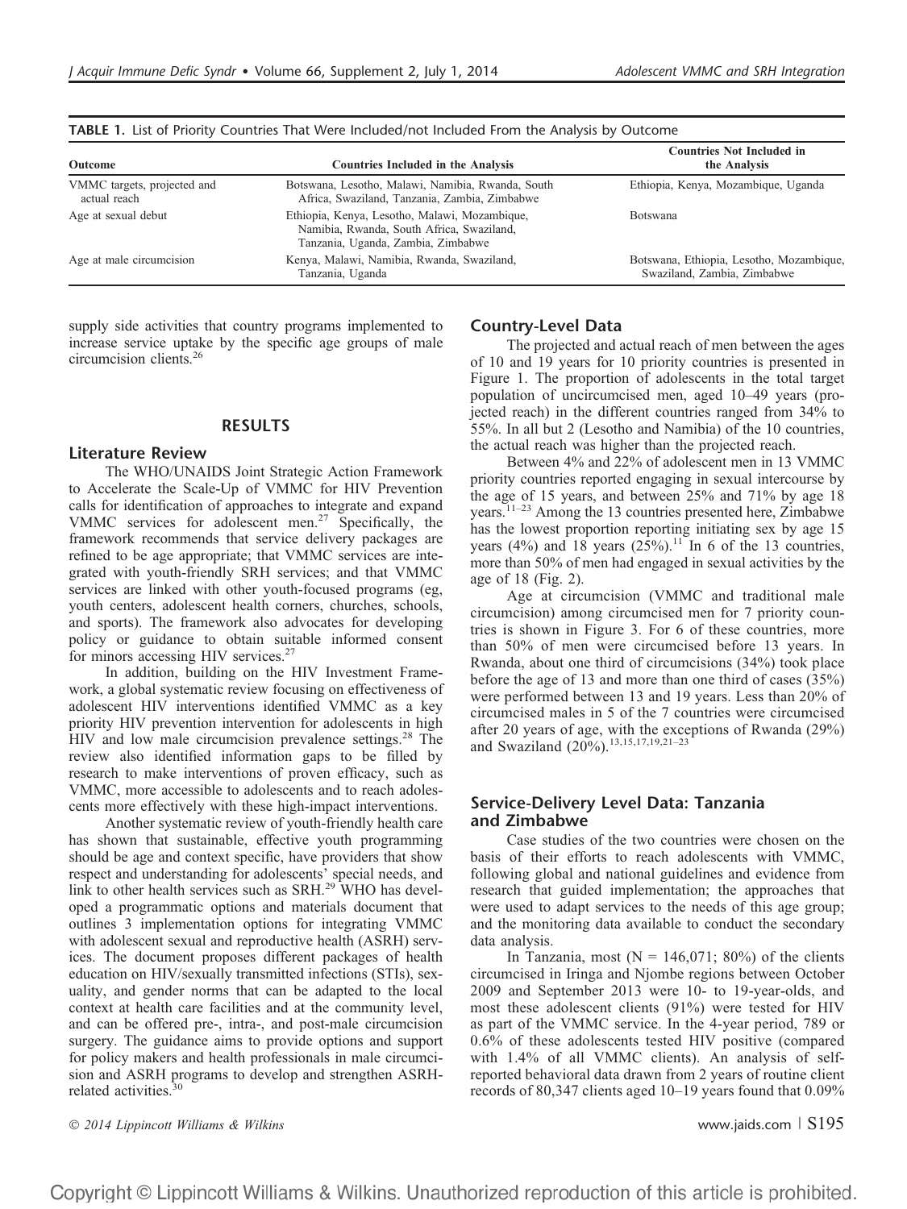**TABLE 1.** List of Priority Countries That Were Included/not Included From the Analysis by Outcome

| Outcome | Countries Included in the Analysis | Countries Not Included in the Analysis |
|---|---|---|
| VMMC targets, projected and actual reach | Botswana, Lesotho, Malawi, Namibia, Rwanda, South Africa, Swaziland, Tanzania, Zambia, Zimbabwe | Ethiopia, Kenya, Mozambique, Uganda |
| Age at sexual debut | Ethiopia, Kenya, Lesotho, Malawi, Mozambique, Namibia, Rwanda, South Africa, Swaziland, Tanzania, Uganda, Zambia, Zimbabwe | Botswana |
| Age at male circumcision | Kenya, Malawi, Namibia, Rwanda, Swaziland, Tanzania, Uganda | Botswana, Ethiopia, Lesotho, Mozambique, Swaziland, Zambia, Zimbabwe |

supply side activities that country programs implemented to increase service uptake by the specific age groups of male circumcision clients.[26]

## RESULTS

### Literature Review

The WHO/UNAIDS Joint Strategic Action Framework to Accelerate the Scale-Up of VMMC for HIV Prevention calls for identification of approaches to integrate and expand VMMC services for adolescent men.[27] Specifically, the framework recommends that service delivery packages are refined to be age appropriate; that VMMC services are integrated with youth-friendly SRH services; and that VMMC services are linked with other youth-focused programs (eg, youth centers, adolescent health corners, churches, schools, and sports). The framework also advocates for developing policy or guidance to obtain suitable informed consent for minors accessing HIV services.[27]

In addition, building on the HIV Investment Framework, a global systematic review focusing on effectiveness of adolescent HIV interventions identified VMMC as a key priority HIV prevention intervention for adolescents in high HIV and low male circumcision prevalence settings.[28] The review also identified information gaps to be filled by research to make interventions of proven efficacy, such as VMMC, more accessible to adolescents and to reach adolescents more effectively with these high-impact interventions.

Another systematic review of youth-friendly health care has shown that sustainable, effective youth programming should be age and context specific, have providers that show respect and understanding for adolescents' special needs, and link to other health services such as SRH.[29] WHO has developed a programmatic options and materials document that outlines 3 implementation options for integrating VMMC with adolescent sexual and reproductive health (ASRH) services. The document proposes different packages of health education on HIV/sexually transmitted infections (STIs), sexuality, and gender norms that can be adapted to the local context at health care facilities and at the community level, and can be offered pre-, intra-, and post-male circumcision surgery. The guidance aims to provide options and support for policy makers and health professionals in male circumcision and ASRH programs to develop and strengthen ASRH-related activities.[30]

### Country-Level Data

The projected and actual reach of men between the ages of 10 and 19 years for 10 priority countries is presented in Figure 1. The proportion of adolescents in the total target population of uncircumcised men, aged 10–49 years (projected reach) in the different countries ranged from 34% to 55%. In all but 2 (Lesotho and Namibia) of the 10 countries, the actual reach was higher than the projected reach.

Between 4% and 22% of adolescent men in 13 VMMC priority countries reported engaging in sexual intercourse by the age of 15 years, and between 25% and 71% by age 18 years.[11–23] Among the 13 countries presented here, Zimbabwe has the lowest proportion reporting initiating sex by age 15 years (4%) and 18 years (25%).[11] In 6 of the 13 countries, more than 50% of men had engaged in sexual activities by the age of 18 (Fig. 2).

Age at circumcision (VMMC and traditional male circumcision) among circumcised men for 7 priority countries is shown in Figure 3. For 6 of these countries, more than 50% of men were circumcised before 13 years. In Rwanda, about one third of circumcisions (34%) took place before the age of 13 and more than one third of cases (35%) were performed between 13 and 19 years. Less than 20% of circumcised males in 5 of the 7 countries were circumcised after 20 years of age, with the exceptions of Rwanda (29%) and Swaziland (20%).[13,15,17,19,21–23]

### Service-Delivery Level Data: Tanzania and Zimbabwe

Case studies of the two countries were chosen on the basis of their efforts to reach adolescents with VMMC, following global and national guidelines and evidence from research that guided implementation; the approaches that were used to adapt services to the needs of this age group; and the monitoring data available to conduct the secondary data analysis.

In Tanzania, most (N = 146,071; 80%) of the clients circumcised in Iringa and Njombe regions between October 2009 and September 2013 were 10- to 19-year-olds, and most these adolescent clients (91%) were tested for HIV as part of the VMMC service. In the 4-year period, 789 or 0.6% of these adolescents tested HIV positive (compared with 1.4% of all VMMC clients). An analysis of self-reported behavioral data drawn from 2 years of routine client records of 80,347 clients aged 10–19 years found that 0.09%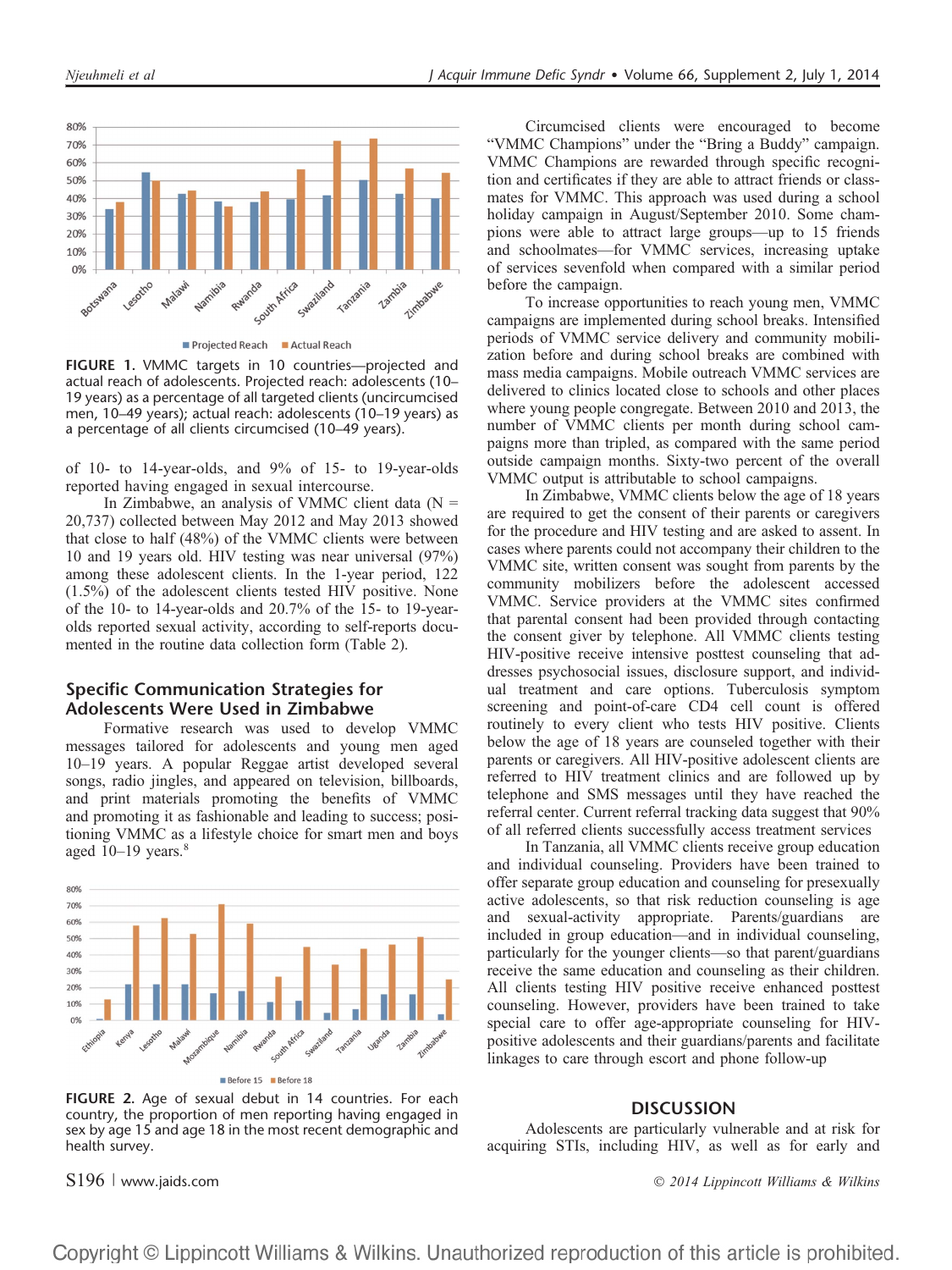FIGURE 1. VMMC targets in 10 countries—projected and actual reach of adolescents. Projected reach: adolescents (10–19 years) as a percentage of all targeted clients (uncircumcised men, 10–49 years); actual reach: adolescents (10–19 years) as a percentage of all clients circumcised (10–49 years).

of 10- to 14-year-olds, and 9% of 15- to 19-year-olds reported having engaged in sexual intercourse.

In Zimbabwe, an analysis of VMMC client data (N = 20,737) collected between May 2012 and May 2013 showed that close to half (48%) of the VMMC clients were between 10 and 19 years old. HIV testing was near universal (97%) among these adolescent clients. In the 1-year period, 122 (1.5%) of the adolescent clients tested HIV positive. None of the 10- to 14-year-olds and 20.7% of the 15- to 19-year-olds reported sexual activity, according to self-reports documented in the routine data collection form (Table 2).

## Specific Communication Strategies for Adolescents Were Used in Zimbabwe

Formative research was used to develop VMMC messages tailored for adolescents and young men aged 10–19 years. A popular Reggae artist developed several songs, radio jingles, and appeared on television, billboards, and print materials promoting the benefits of VMMC and promoting it as fashionable and leading to success; positioning VMMC as a lifestyle choice for smart men and boys aged 10–19 years.[8]

FIGURE 2. Age of sexual debut in 14 countries. For each country, the proportion of men reporting having engaged in sex by age 15 and age 18 in the most recent demographic and health survey.

Circumcised clients were encouraged to become "VMMC Champions" under the "Bring a Buddy" campaign. VMMC Champions are rewarded through specific recognition and certificates if they are able to attract friends or classmates for VMMC. This approach was used during a school holiday campaign in August/September 2010. Some champions were able to attract large groups—up to 15 friends and schoolmates—for VMMC services, increasing uptake of services sevenfold when compared with a similar period before the campaign.

To increase opportunities to reach young men, VMMC campaigns are implemented during school breaks. Intensified periods of VMMC service delivery and community mobilization before and during school breaks are combined with mass media campaigns. Mobile outreach VMMC services are delivered to clinics located close to schools and other places where young people congregate. Between 2010 and 2013, the number of VMMC clients per month during school campaigns more than tripled, as compared with the same period outside campaign months. Sixty-two percent of the overall VMMC output is attributable to school campaigns.

In Zimbabwe, VMMC clients below the age of 18 years are required to get the consent of their parents or caregivers for the procedure and HIV testing and are asked to assent. In cases where parents could not accompany their children to the VMMC site, written consent was sought from parents by the community mobilizers before the adolescent accessed VMMC. Service providers at the VMMC sites confirmed that parental consent had been provided through contacting the consent giver by telephone. All VMMC clients testing HIV-positive receive intensive posttest counseling that addresses psychosocial issues, disclosure support, and individual treatment and care options. Tuberculosis symptom screening and point-of-care CD4 cell count is offered routinely to every client who tests HIV positive. Clients below the age of 18 years are counseled together with their parents or caregivers. All HIV-positive adolescent clients are referred to HIV treatment clinics and are followed up by telephone and SMS messages until they have reached the referral center. Current referral tracking data suggest that 90% of all referred clients successfully access treatment services

In Tanzania, all VMMC clients receive group education and individual counseling. Providers have been trained to offer separate group education and counseling for presexually active adolescents, so that risk reduction counseling is age and sexual-activity appropriate. Parents/guardians are included in group education—and in individual counseling, particularly for the younger clients—so that parent/guardians receive the same education and counseling as their children. All clients testing HIV positive receive enhanced posttest counseling. However, providers have been trained to take special care to offer age-appropriate counseling for HIV-positive adolescents and their guardians/parents and facilitate linkages to care through escort and phone follow-up

## DISCUSSION

Adolescents are particularly vulnerable and at risk for acquiring STIs, including HIV, as well as for early and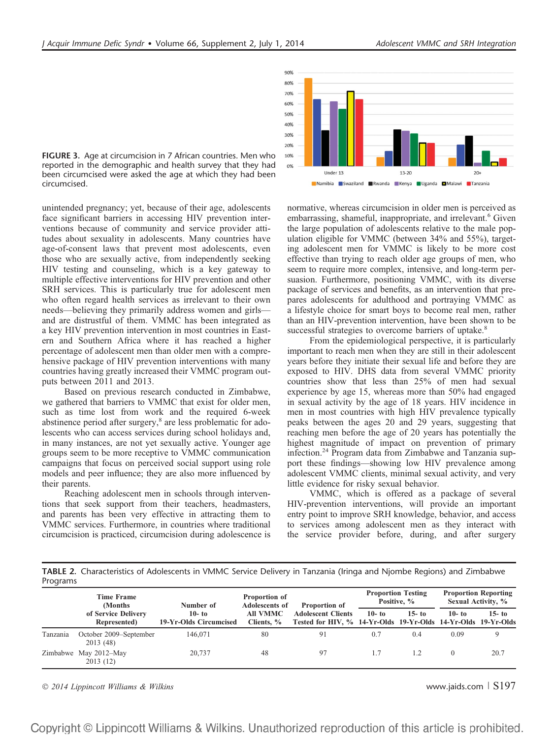90%
80%
70%
60%
50%
40%
30%
20%
10%
0%
Under 13
13-20
20+
Namibia Swaziland Rwanda Kenya Uganda Malawi Tanzania

**FIGURE 3.** Age at circumcision in 7 African countries. Men who reported in the demographic and health survey that they had been circumcised were asked the age at which they had been circumcised.

unintended pregnancy; yet, because of their age, adolescents face significant barriers in accessing HIV prevention interventions because of community and service provider attitudes about sexuality in adolescents. Many countries have age-of-consent laws that prevent most adolescents, even those who are sexually active, from independently seeking HIV testing and counseling, which is a key gateway to multiple effective interventions for HIV prevention and other SRH services. This is particularly true for adolescent men who often regard health services as irrelevant to their own needs—believing they primarily address women and girls—and are distrustful of them. VMMC has been integrated as a key HIV prevention intervention in most countries in Eastern and Southern Africa where it has reached a higher percentage of adolescent men than older men with a comprehensive package of HIV prevention interventions with many countries having greatly increased their VMMC program outputs between 2011 and 2013.

Based on previous research conducted in Zimbabwe, we gathered that barriers to VMMC that exist for older men, such as time lost from work and the required 6-week abstinence period after surgery,[8] are less problematic for adolescents who can access services during school holidays and, in many instances, are not yet sexually active. Younger age groups seem to be more receptive to VMMC communication campaigns that focus on perceived social support using role models and peer influence; they are also more influenced by their parents.

Reaching adolescent men in schools through interventions that seek support from their teachers, headmasters, and parents has been very effective in attracting them to VMMC services. Furthermore, in countries where traditional circumcision is practiced, circumcision during adolescence is normative, whereas circumcision in older men is perceived as embarrassing, shameful, inappropriate, and irrelevant.[6] Given the large population of adolescents relative to the male population eligible for VMMC (between 34% and 55%), targeting adolescent men for VMMC is likely to be more cost effective than trying to reach older age groups of men, who seem to require more complex, intensive, and long-term persuasion. Furthermore, positioning VMMC, with its diverse package of services and benefits, as an intervention that prepares adolescents for adulthood and portraying VMMC as a lifestyle choice for smart boys to become real men, rather than an HIV-prevention intervention, have been shown to be successful strategies to overcome barriers of uptake.[8]

From the epidemiological perspective, it is particularly important to reach men when they are still in their adolescent years before they initiate their sexual life and before they are exposed to HIV. DHS data from several VMMC priority countries show that less than 25% of men had sexual experience by age 15, whereas more than 50% had engaged in sexual activity by the age of 18 years. HIV incidence in men in most countries with high HIV prevalence typically peaks between the ages 20 and 29 years, suggesting that reaching men before the age of 20 years has potentially the highest magnitude of impact on prevention of primary infection.[24] Program data from Zimbabwe and Tanzania support these findings—showing low HIV prevalence among adolescent VMMC clients, minimal sexual activity, and very little evidence for risky sexual behavior.

VMMC, which is offered as a package of several HIV-prevention interventions, will provide an important entry point to improve SRH knowledge, behavior, and access to services among adolescent men as they interact with the service provider before, during, and after surgery

**TABLE 2.** Characteristics of Adolescents in VMMC Service Delivery in Tanzania (Iringa and Njombe Regions) and Zimbabwe Programs

| | Time Frame (Months of Service Delivery Represented) | Number of 10- to 19-Yr-Olds Circumcised | Proportion of Adolescents of All VMMC Clients, % | Proportion of Adolescent Clients Tested for HIV, % | Proportion Testing Positive, % | | Proportion Reporting Sexual Activity, % | |
|---|---|---|---|---|---|---|---|---|
| | | | | | 10- to 14-Yr-Olds | 15- to 19-Yr-Olds | 10- to 14-Yr-Olds | 15- to 19-Yr-Olds |
| Tanzania | October 2009–September 2013 (48) | 146,071 | 80 | 91 | 0.7 | 0.4 | 0.09 | 9 |
| Zimbabwe | May 2012–May 2013 (12) | 20,737 | 48 | 97 | 1.7 | 1.2 | 0 | 20.7 |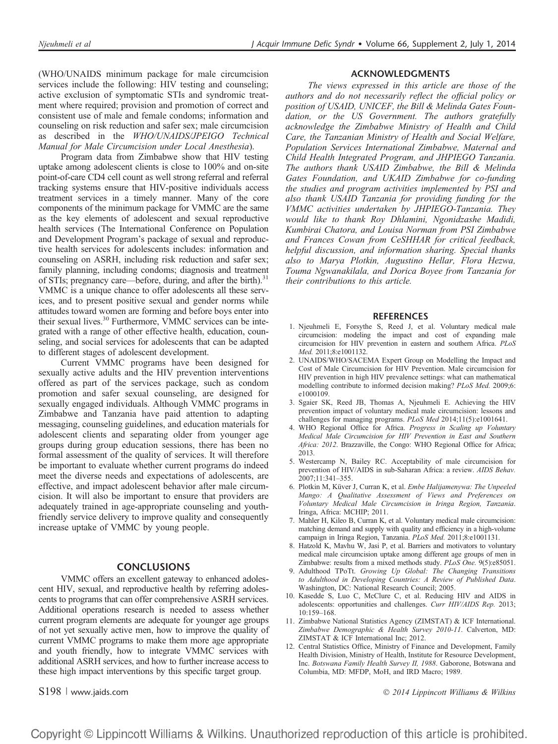(WHO/UNAIDS minimum package for male circumcision services include the following: HIV testing and counseling; active exclusion of symptomatic STIs and syndromic treatment where required; provision and promotion of correct and consistent use of male and female condoms; information and counseling on risk reduction and safer sex; male circumcision as described in the *WHO/UNAIDS/JPEIGO Technical Manual for Male Circumcision under Local Anesthesia*).

Program data from Zimbabwe show that HIV testing uptake among adolescent clients is close to 100% and on-site point-of-care CD4 cell count as well strong referral and referral tracking systems ensure that HIV-positive individuals access treatment services in a timely manner. Many of the core components of the minimum package for VMMC are the same as the key elements of adolescent and sexual reproductive health services (The International Conference on Population and Development Program's package of sexual and reproductive health services for adolescents includes: information and counseling on ASRH, including risk reduction and safer sex; family planning, including condoms; diagnosis and treatment of STIs; pregnancy care—before, during, and after the birth).[31] VMMC is a unique chance to offer adolescents all these services, and to present positive sexual and gender norms while attitudes toward women are forming and before boys enter into their sexual lives.[30] Furthermore, VMMC services can be integrated with a range of other effective health, education, counseling, and social services for adolescents that can be adapted to different stages of adolescent development.

Current VMMC programs have been designed for sexually active adults and the HIV prevention interventions offered as part of the services package, such as condom promotion and safer sexual counseling, are designed for sexually engaged individuals. Although VMMC programs in Zimbabwe and Tanzania have paid attention to adapting messaging, counseling guidelines, and education materials for adolescent clients and separating older from younger age groups during group education sessions, there has been no formal assessment of the quality of services. It will therefore be important to evaluate whether current programs do indeed meet the diverse needs and expectations of adolescents, are effective, and impact adolescent behavior after male circumcision. It will also be important to ensure that providers are adequately trained in age-appropriate counseling and youth-friendly service delivery to improve quality and consequently increase uptake of VMMC by young people.

## CONCLUSIONS

VMMC offers an excellent gateway to enhanced adolescent HIV, sexual, and reproductive health by referring adolescents to programs that can offer comprehensive ASRH services. Additional operations research is needed to assess whether current program elements are adequate for younger age groups of not yet sexually active men, how to improve the quality of current VMMC programs to make them more age appropriate and youth friendly, how to integrate VMMC services with additional ASRH services, and how to further increase access to these high impact interventions by this specific target group.

## ACKNOWLEDGMENTS

*The views expressed in this article are those of the authors and do not necessarily reflect the official policy or position of USAID, UNICEF, the Bill & Melinda Gates Foundation, or the US Government. The authors gratefully acknowledge the Zimbabwe Ministry of Health and Child Care, the Tanzanian Ministry of Health and Social Welfare, Population Services International Zimbabwe, Maternal and Child Health Integrated Program, and JHPIEGO Tanzania. The authors thank USAID Zimbabwe, the Bill & Melinda Gates Foundation, and UKAID Zimbabwe for co-funding the studies and program activities implemented by PSI and also thank USAID Tanzania for providing funding for the VMMC activities undertaken by JHPIEGO-Tanzania. They would like to thank Roy Dhlamini, Ngonidzashe Madidi, Kumbirai Chatora, and Louisa Norman from PSI Zimbabwe and Frances Cowan from CeSHHAR for critical feedback, helpful discussion, and information sharing. Special thanks also to Marya Plotkin, Augustino Hellar, Flora Hezwa, Touma Ngwanakilala, and Dorica Boyee from Tanzania for their contributions to this article.*

## REFERENCES

1. Njeuhmeli E, Forsythe S, Reed J, et al. Voluntary medical male circumcision: modeling the impact and cost of expanding male circumcision for HIV prevention in eastern and southern Africa. *PLoS Med.* 2011;8:e1001132.
2. UNAIDS/WHO/SACEMA Expert Group on Modelling the Impact and Cost of Male Circumcision for HIV Prevention. Male circumcision for HIV prevention in high HIV prevalence settings: what can mathematical modelling contribute to informed decision making? *PLoS Med.* 2009;6:e1000109.
3. Sgaier SK, Reed JB, Thomas A, Njeuhmeli E. Achieving the HIV prevention impact of voluntary medical male circumcision: lessons and challenges for managing programs. *PLoS Med* 2014;11(5):e1001641.
4. WHO Regional Office for Africa. *Progress in Scaling up Voluntary Medical Male Circumcision for HIV Prevention in East and Southern Africa: 2012*. Brazzaville, the Congo: WHO Regional Office for Africa; 2013.
5. Westercamp N, Bailey RC. Acceptability of male circumcision for prevention of HIV/AIDS in sub-Saharan Africa: a review. *AIDS Behav.* 2007;11:341–355.
6. Plotkin M, Küver J, Curran K, et al. *Embe Halijamenywa: The Unpeeled Mango: A Qualitative Assessment of Views and Preferences on Voluntary Medical Male Circumcision in Iringa Region, Tanzania*. Iringa, Africa: MCHIP; 2011.
7. Mahler H, Kileo B, Curran K, et al. Voluntary medical male circumcision: matching demand and supply with quality and efficiency in a high-volume campaign in Iringa Region, Tanzania. *PLoS Med.* 2011;8:e1001131.
8. Hatzold K, Mavhu W, Jasi P, et al. Barriers and motivators to voluntary medical male circumcision uptake among different age groups of men in Zimbabwe: results from a mixed methods study. *PLoS One.* 9(5):e85051.
9. Adulthood TPoTt. *Growing Up Global: The Changing Transitions to Adulthood in Developing Countries: A Review of Published Data*. Washington, DC: National Research Council; 2005.
10. Kasedde S, Luo C, McClure C, et al. Reducing HIV and AIDS in adolescents: opportunities and challenges. *Curr HIV/AIDS Rep.* 2013;10:159–168.
11. Zimbabwe National Statistics Agency (ZIMSTAT) & ICF International. *Zimbabwe Demographic & Health Survey 2010-11*. Calverton, MD: ZIMSTAT & ICF International Inc; 2012.
12. Central Statistics Office, Ministry of Finance and Development, Family Health Division, Ministry of Health, Institute for Resource Development, Inc. *Botswana Family Health Survey II, 1988*. Gaborone, Botswana and Columbia, MD: MFDP, MoH, and IRD Macro; 1989.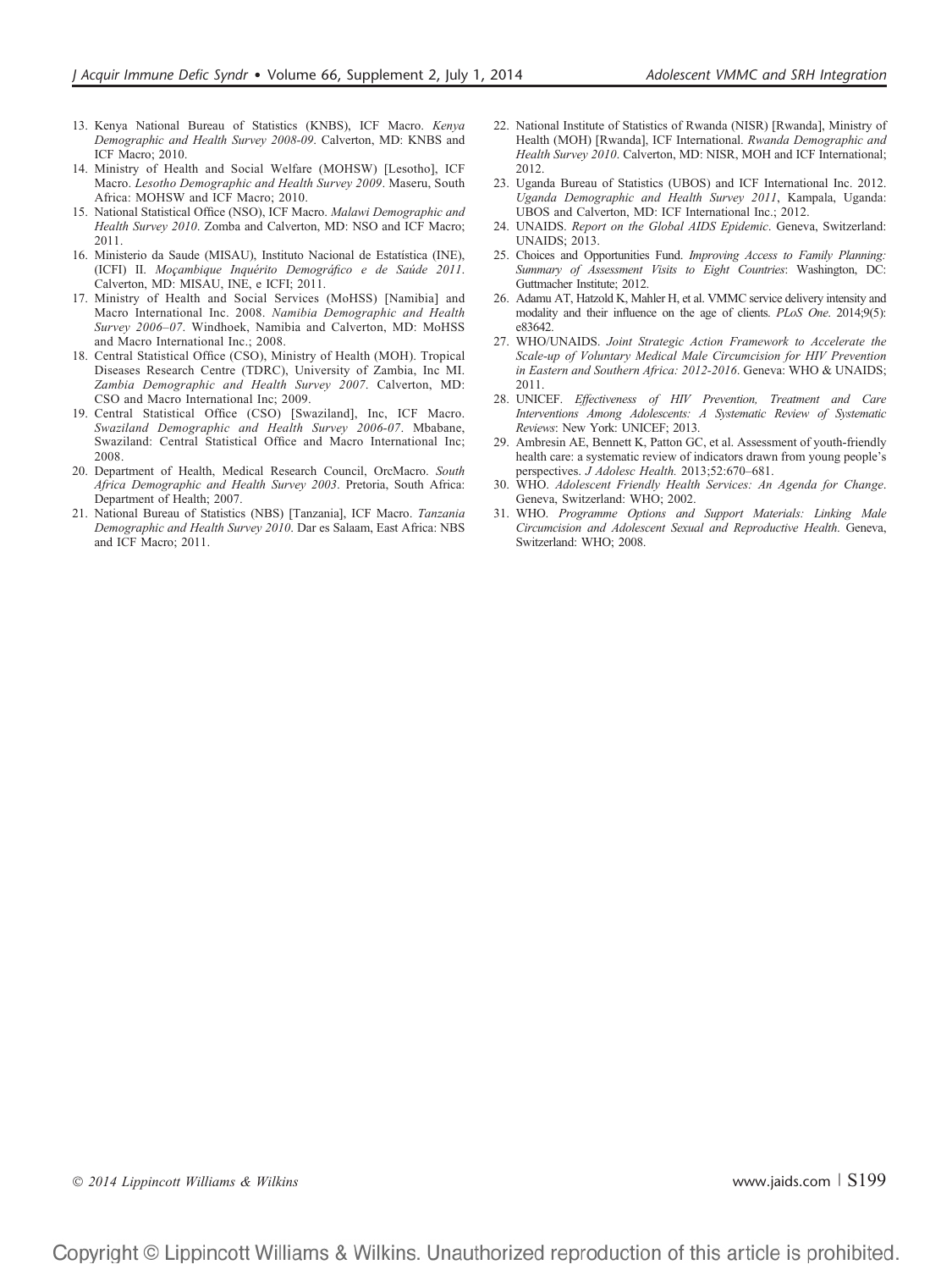13. Kenya National Bureau of Statistics (KNBS), ICF Macro. *Kenya Demographic and Health Survey 2008-09*. Calverton, MD: KNBS and ICF Macro; 2010.
14. Ministry of Health and Social Welfare (MOHSW) [Lesotho], ICF Macro. *Lesotho Demographic and Health Survey 2009*. Maseru, South Africa: MOHSW and ICF Macro; 2010.
15. National Statistical Office (NSO), ICF Macro. *Malawi Demographic and Health Survey 2010*. Zomba and Calverton, MD: NSO and ICF Macro; 2011.
16. Ministerio da Saude (MISAU), Instituto Nacional de Estatística (INE), (ICFI) II. *Moçambique Inquérito Demográfico e de Saúde 2011*. Calverton, MD: MISAU, INE, e ICFI; 2011.
17. Ministry of Health and Social Services (MoHSS) [Namibia] and Macro International Inc. 2008. *Namibia Demographic and Health Survey 2006–07*. Windhoek, Namibia and Calverton, MD: MoHSS and Macro International Inc.; 2008.
18. Central Statistical Office (CSO), Ministry of Health (MOH). Tropical Diseases Research Centre (TDRC), University of Zambia, Inc MI. *Zambia Demographic and Health Survey 2007*. Calverton, MD: CSO and Macro International Inc; 2009.
19. Central Statistical Office (CSO) [Swaziland], Inc, ICF Macro. *Swaziland Demographic and Health Survey 2006-07*. Mbabane, Swaziland: Central Statistical Office and Macro International Inc; 2008.
20. Department of Health, Medical Research Council, OrcMacro. *South Africa Demographic and Health Survey 2003*. Pretoria, South Africa: Department of Health; 2007.
21. National Bureau of Statistics (NBS) [Tanzania], ICF Macro. *Tanzania Demographic and Health Survey 2010*. Dar es Salaam, East Africa: NBS and ICF Macro; 2011.
22. National Institute of Statistics of Rwanda (NISR) [Rwanda], Ministry of Health (MOH) [Rwanda], ICF International. *Rwanda Demographic and Health Survey 2010*. Calverton, MD: NISR, MOH and ICF International; 2012.
23. Uganda Bureau of Statistics (UBOS) and ICF International Inc. 2012. *Uganda Demographic and Health Survey 2011*, Kampala, Uganda: UBOS and Calverton, MD: ICF International Inc.; 2012.
24. UNAIDS. *Report on the Global AIDS Epidemic*. Geneva, Switzerland: UNAIDS; 2013.
25. Choices and Opportunities Fund. *Improving Access to Family Planning: Summary of Assessment Visits to Eight Countries*: Washington, DC: Guttmacher Institute; 2012.
26. Adamu AT, Hatzold K, Mahler H, et al. VMMC service delivery intensity and modality and their influence on the age of clients. *PLoS One*. 2014;9(5): e83642.
27. WHO/UNAIDS. *Joint Strategic Action Framework to Accelerate the Scale-up of Voluntary Medical Male Circumcision for HIV Prevention in Eastern and Southern Africa: 2012-2016*. Geneva: WHO & UNAIDS; 2011.
28. UNICEF. *Effectiveness of HIV Prevention, Treatment and Care Interventions Among Adolescents: A Systematic Review of Systematic Reviews*: New York: UNICEF; 2013.
29. Ambresin AE, Bennett K, Patton GC, et al. Assessment of youth-friendly health care: a systematic review of indicators drawn from young people's perspectives. *J Adolesc Health*. 2013;52:670–681.
30. WHO. *Adolescent Friendly Health Services: An Agenda for Change*. Geneva, Switzerland: WHO; 2002.
31. WHO. *Programme Options and Support Materials: Linking Male Circumcision and Adolescent Sexual and Reproductive Health*. Geneva, Switzerland: WHO; 2008.